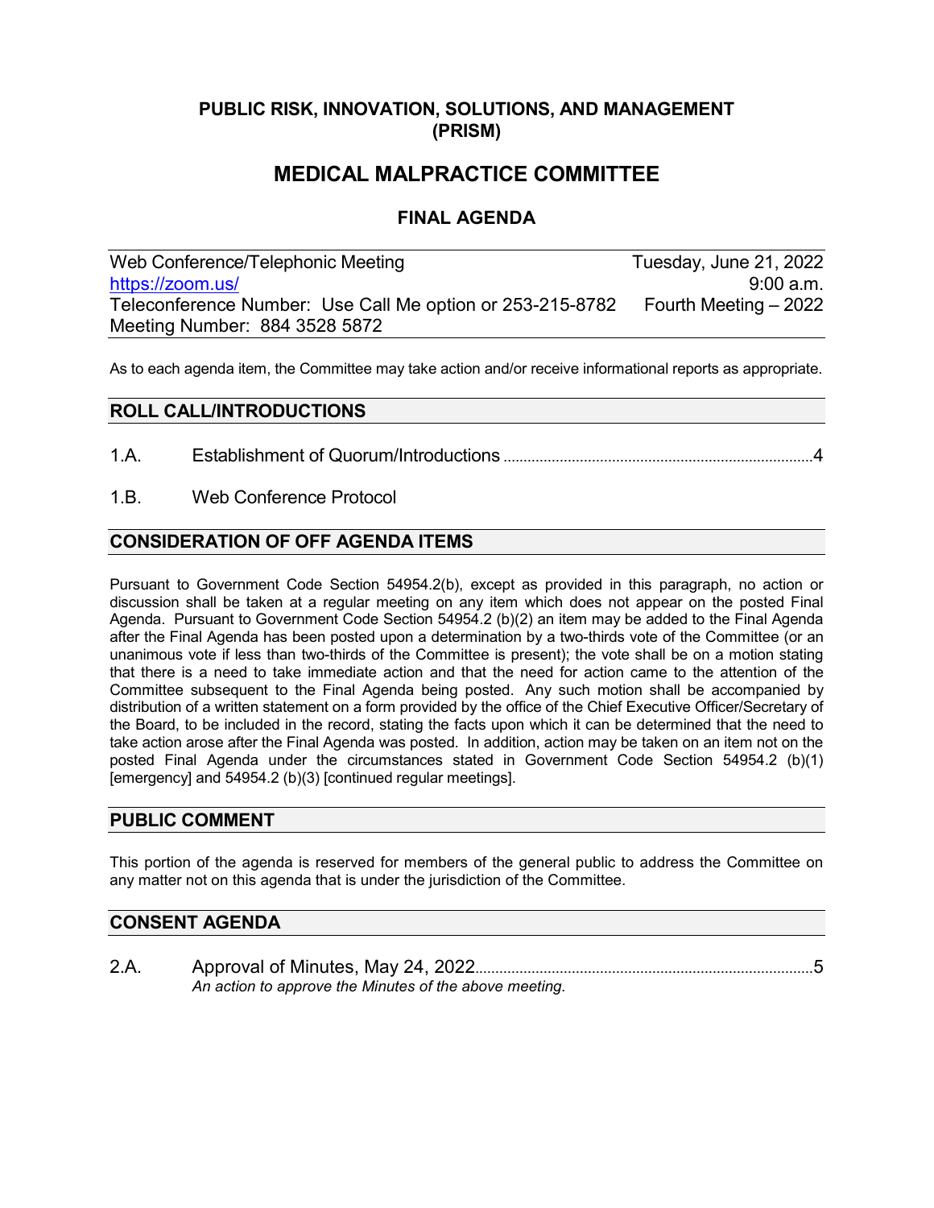# PUBLIC RISK, INNOVATION, SOLUTIONS, AND MANAGEMENT (PRISM)

## MEDICAL MALPRACTICE COMMITTEE

### FINAL AGENDA

| Web Conference/Telephonic Meeting | Tuesday, June 21, 2022 |
|---|---|
| https://zoom.us/ | 9:00 a.m. |
| Teleconference Number: Use Call Me option or 253-215-8782 | Fourth Meeting – 2022 |
| Meeting Number: 884 3528 5872 | |

As to each agenda item, the Committee may take action and/or receive informational reports as appropriate.

## ROLL CALL/INTRODUCTIONS

1.A. Establishment of Quorum/Introductions ....................................................................4

1.B. Web Conference Protocol

## CONSIDERATION OF OFF AGENDA ITEMS

Pursuant to Government Code Section 54954.2(b), except as provided in this paragraph, no action or discussion shall be taken at a regular meeting on any item which does not appear on the posted Final Agenda. Pursuant to Government Code Section 54954.2 (b)(2) an item may be added to the Final Agenda after the Final Agenda has been posted upon a determination by a two-thirds vote of the Committee (or an unanimous vote if less than two-thirds of the Committee is present); the vote shall be on a motion stating that there is a need to take immediate action and that the need for action came to the attention of the Committee subsequent to the Final Agenda being posted. Any such motion shall be accompanied by distribution of a written statement on a form provided by the office of the Chief Executive Officer/Secretary of the Board, to be included in the record, stating the facts upon which it can be determined that the need to take action arose after the Final Agenda was posted. In addition, action may be taken on an item not on the posted Final Agenda under the circumstances stated in Government Code Section 54954.2 (b)(1) [emergency] and 54954.2 (b)(3) [continued regular meetings].

## PUBLIC COMMENT

This portion of the agenda is reserved for members of the general public to address the Committee on any matter not on this agenda that is under the jurisdiction of the Committee.

## CONSENT AGENDA

2.A. Approval of Minutes, May 24, 2022....................................................................5
*An action to approve the Minutes of the above meeting.*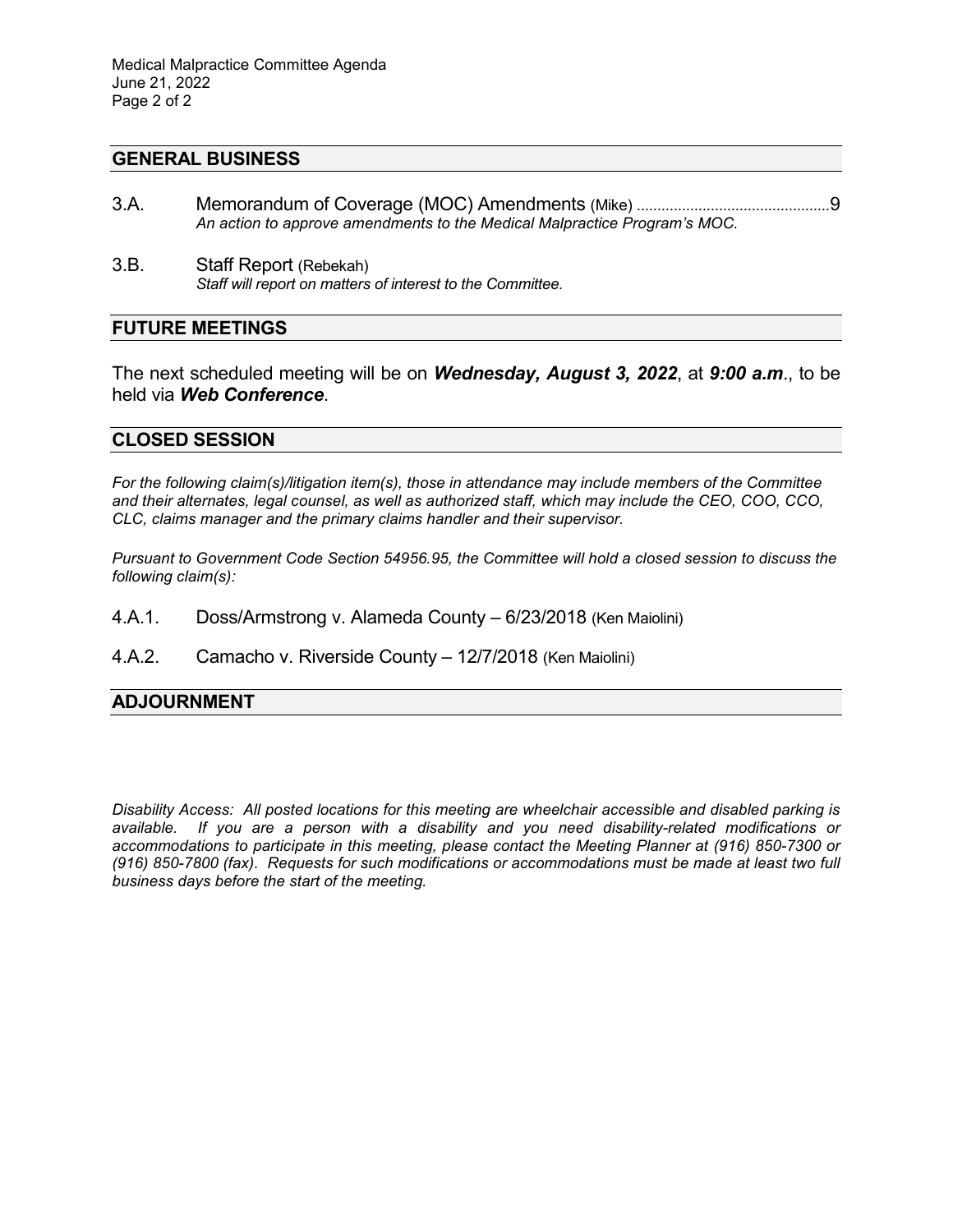## GENERAL BUSINESS

3.A. Memorandum of Coverage (MOC) Amendments (Mike) ..............................................9
*An action to approve amendments to the Medical Malpractice Program's MOC.*

3.B. Staff Report (Rebekah)
*Staff will report on matters of interest to the Committee.*

## FUTURE MEETINGS

The next scheduled meeting will be on ***Wednesday, August 3, 2022***, at ***9:00 a.m***., to be held via ***Web Conference***.

## CLOSED SESSION

*For the following claim(s)/litigation item(s), those in attendance may include members of the Committee and their alternates, legal counsel, as well as authorized staff, which may include the CEO, COO, CCO, CLC, claims manager and the primary claims handler and their supervisor.*

*Pursuant to Government Code Section 54956.95, the Committee will hold a closed session to discuss the following claim(s):*

4.A.1. Doss/Armstrong v. Alameda County – 6/23/2018 (Ken Maiolini)

4.A.2. Camacho v. Riverside County – 12/7/2018 (Ken Maiolini)

## ADJOURNMENT

*Disability Access: All posted locations for this meeting are wheelchair accessible and disabled parking is available. If you are a person with a disability and you need disability-related modifications or accommodations to participate in this meeting, please contact the Meeting Planner at (916) 850-7300 or (916) 850-7800 (fax). Requests for such modifications or accommodations must be made at least two full business days before the start of the meeting.*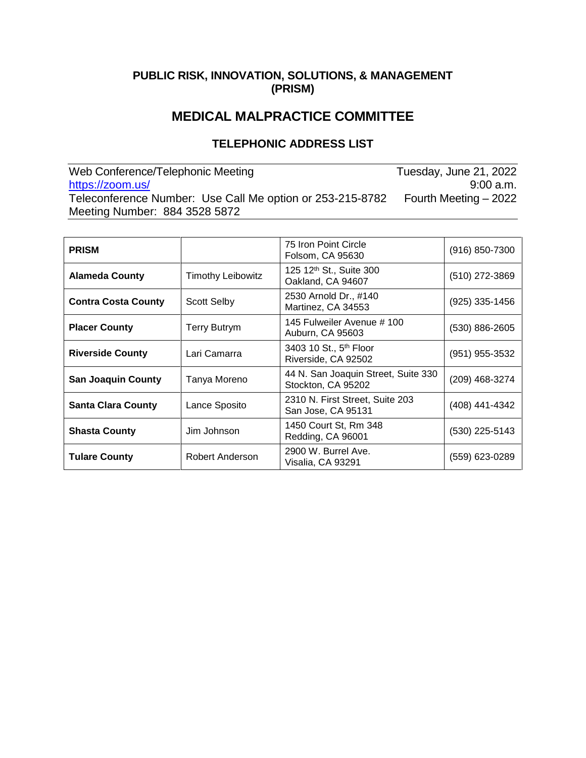**PUBLIC RISK, INNOVATION, SOLUTIONS, & MANAGEMENT (PRISM)**

# MEDICAL MALPRACTICE COMMITTEE

## TELEPHONIC ADDRESS LIST

| | |
|---|---|
| Web Conference/Telephonic Meeting | Tuesday, June 21, 2022 |
| https://zoom.us/ | 9:00 a.m. |
| Teleconference Number: Use Call Me option or 253-215-8782 | Fourth Meeting – 2022 |
| Meeting Number: 884 3528 5872 | |

| | | | |
|---|---|---|---|
| **PRISM** | | 75 Iron Point Circle<br>Folsom, CA 95630 | (916) 850-7300 |
| **Alameda County** | Timothy Leibowitz | 125 12th St., Suite 300<br>Oakland, CA 94607 | (510) 272-3869 |
| **Contra Costa County** | Scott Selby | 2530 Arnold Dr., #140<br>Martinez, CA 34553 | (925) 335-1456 |
| **Placer County** | Terry Butrym | 145 Fulweiler Avenue # 100<br>Auburn, CA 95603 | (530) 886-2605 |
| **Riverside County** | Lari Camarra | 3403 10 St., 5th Floor<br>Riverside, CA 92502 | (951) 955-3532 |
| **San Joaquin County** | Tanya Moreno | 44 N. San Joaquin Street, Suite 330<br>Stockton, CA 95202 | (209) 468-3274 |
| **Santa Clara County** | Lance Sposito | 2310 N. First Street, Suite 203<br>San Jose, CA 95131 | (408) 441-4342 |
| **Shasta County** | Jim Johnson | 1450 Court St, Rm 348<br>Redding, CA 96001 | (530) 225-5143 |
| **Tulare County** | Robert Anderson | 2900 W. Burrel Ave.<br>Visalia, CA 93291 | (559) 623-0289 |